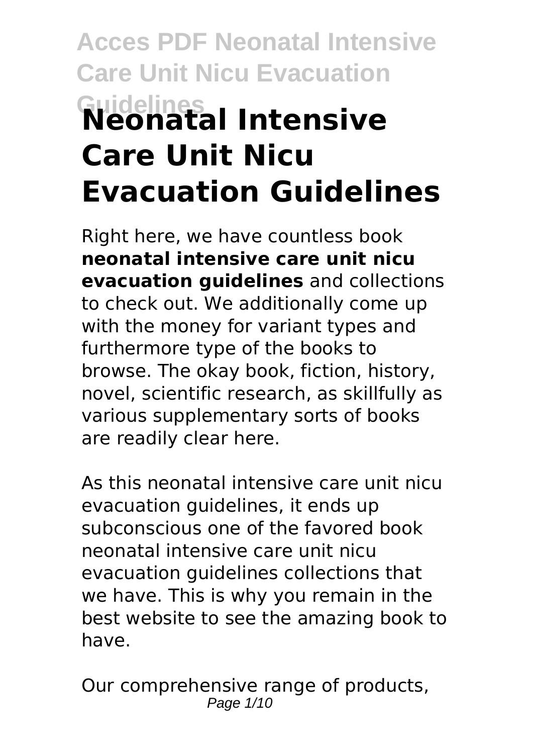# Neonatal Intensive Care Unit Nicu Evacuation Guidelines

Right here, we have countless book **neonatal intensive care unit nicu evacuation guidelines** and collections to check out. We additionally come up with the money for variant types and furthermore type of the books to browse. The okay book, fiction, history, novel, scientific research, as skillfully as various supplementary sorts of books are readily clear here.

As this neonatal intensive care unit nicu evacuation guidelines, it ends up subconscious one of the favored book neonatal intensive care unit nicu evacuation guidelines collections that we have. This is why you remain in the best website to see the amazing book to have.

Our comprehensive range of products,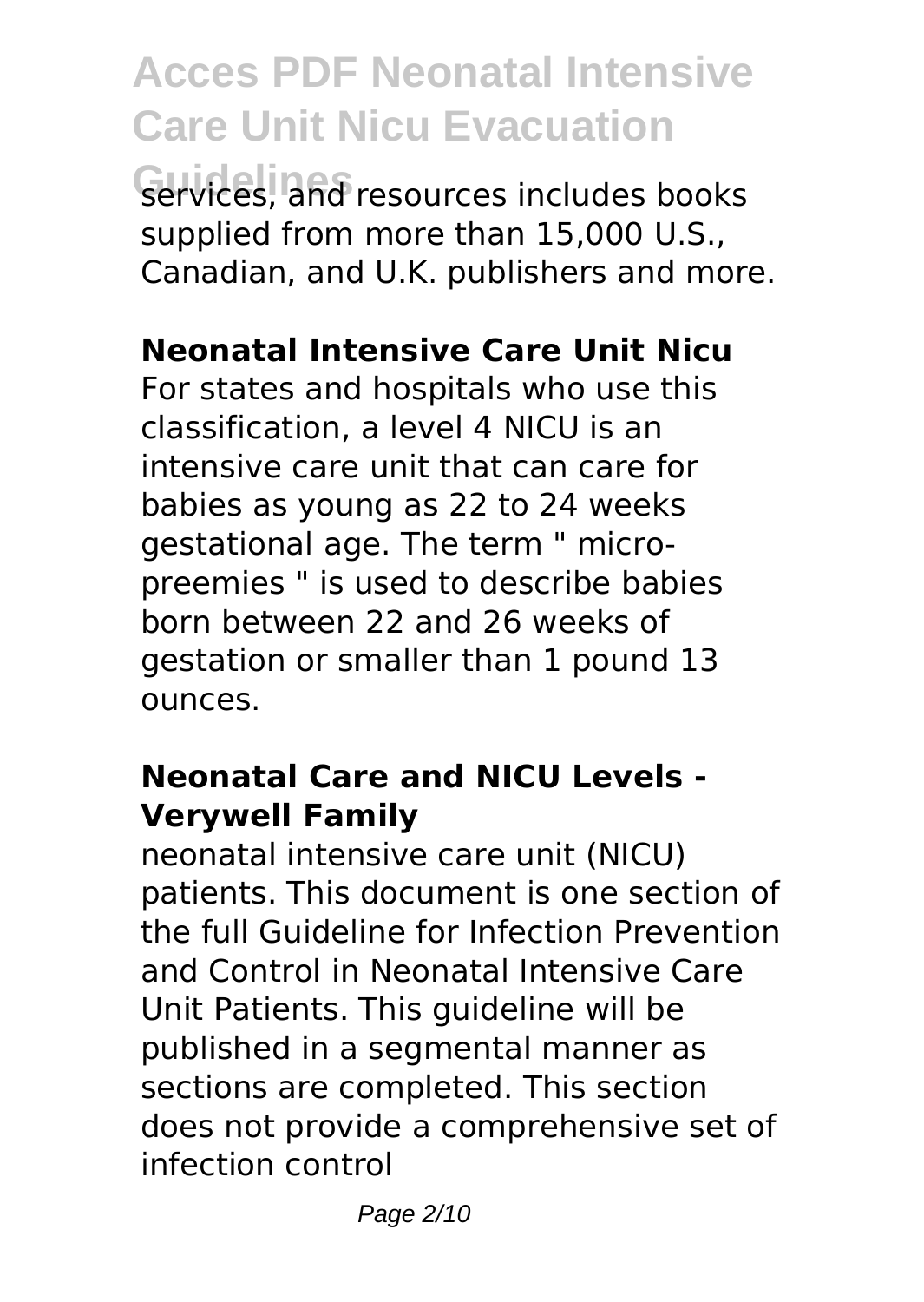services, and resources includes books supplied from more than 15,000 U.S., Canadian, and U.K. publishers and more.

## Neonatal Intensive Care Unit Nicu

For states and hospitals who use this classification, a level 4 NICU is an intensive care unit that can care for babies as young as 22 to 24 weeks gestational age. The term " micro-preemies " is used to describe babies born between 22 and 26 weeks of gestation or smaller than 1 pound 13 ounces.

## Neonatal Care and NICU Levels - Verywell Family

neonatal intensive care unit (NICU) patients. This document is one section of the full Guideline for Infection Prevention and Control in Neonatal Intensive Care Unit Patients. This guideline will be published in a segmental manner as sections are completed. This section does not provide a comprehensive set of infection control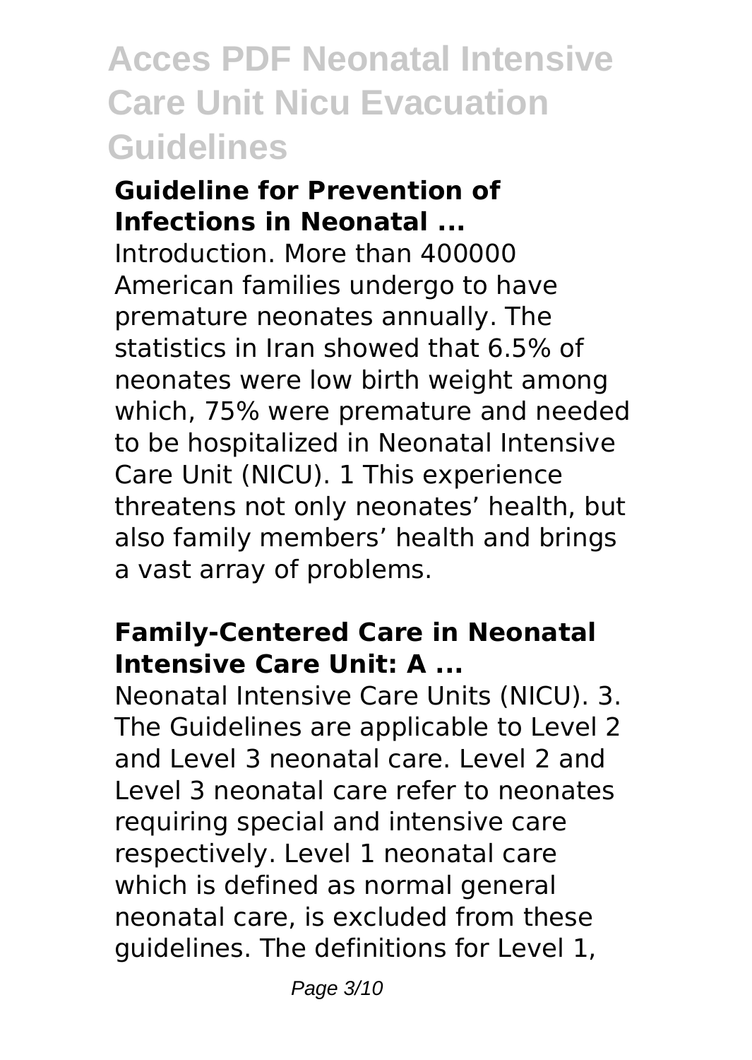## Guideline for Prevention of Infections in Neonatal ...

Introduction. More than 400000 American families undergo to have premature neonates annually. The statistics in Iran showed that 6.5% of neonates were low birth weight among which, 75% were premature and needed to be hospitalized in Neonatal Intensive Care Unit (NICU). 1 This experience threatens not only neonates' health, but also family members' health and brings a vast array of problems.

## Family-Centered Care in Neonatal Intensive Care Unit: A ...

Neonatal Intensive Care Units (NICU). 3. The Guidelines are applicable to Level 2 and Level 3 neonatal care. Level 2 and Level 3 neonatal care refer to neonates requiring special and intensive care respectively. Level 1 neonatal care which is defined as normal general neonatal care, is excluded from these guidelines. The definitions for Level 1,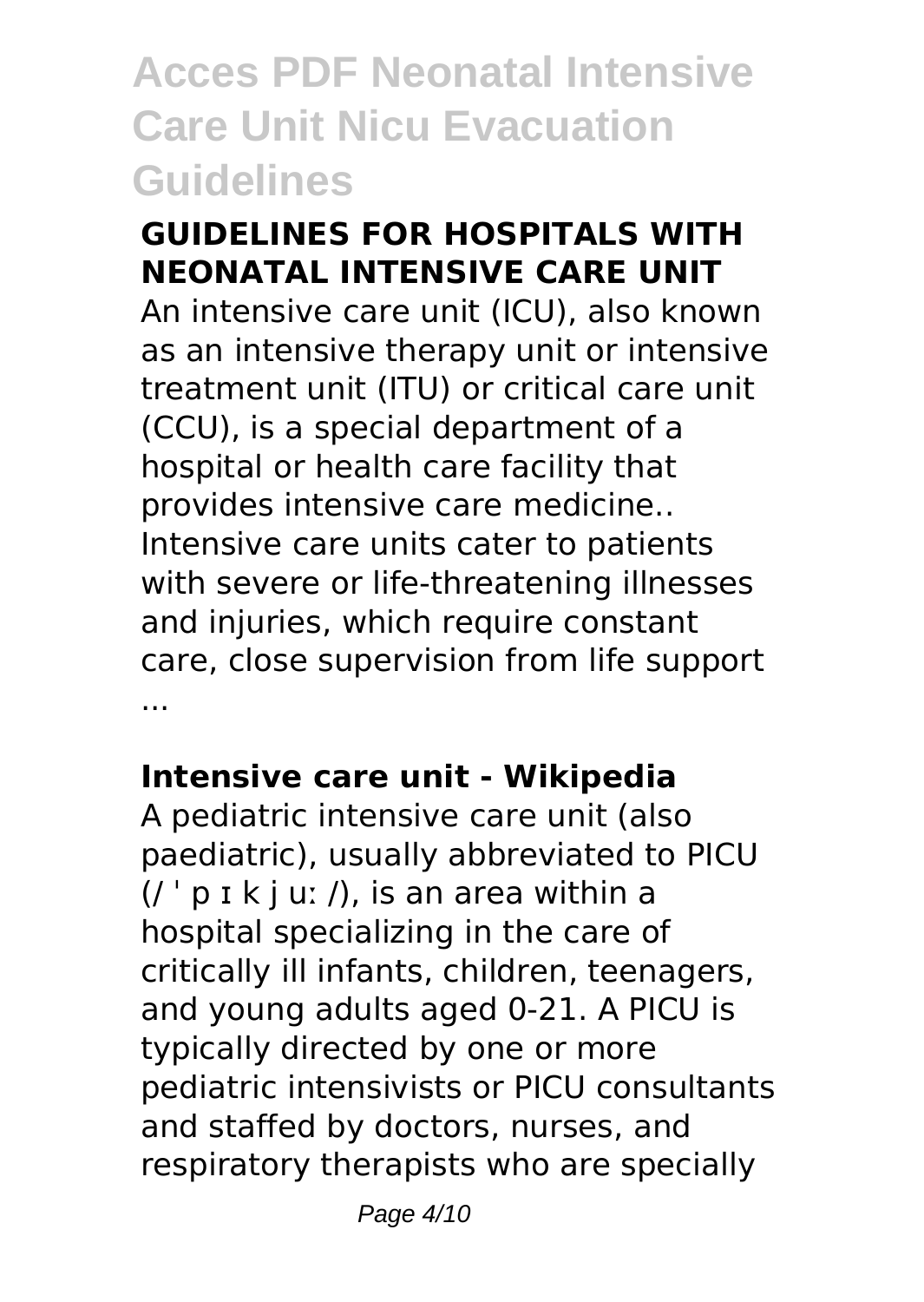## GUIDELINES FOR HOSPITALS WITH NEONATAL INTENSIVE CARE UNIT

An intensive care unit (ICU), also known as an intensive therapy unit or intensive treatment unit (ITU) or critical care unit (CCU), is a special department of a hospital or health care facility that provides intensive care medicine.. Intensive care units cater to patients with severe or life-threatening illnesses and injuries, which require constant care, close supervision from life support ...

## Intensive care unit - Wikipedia

A pediatric intensive care unit (also paediatric), usually abbreviated to PICU (/ ˈ p ɪ k j uː /), is an area within a hospital specializing in the care of critically ill infants, children, teenagers, and young adults aged 0-21. A PICU is typically directed by one or more pediatric intensivists or PICU consultants and staffed by doctors, nurses, and respiratory therapists who are specially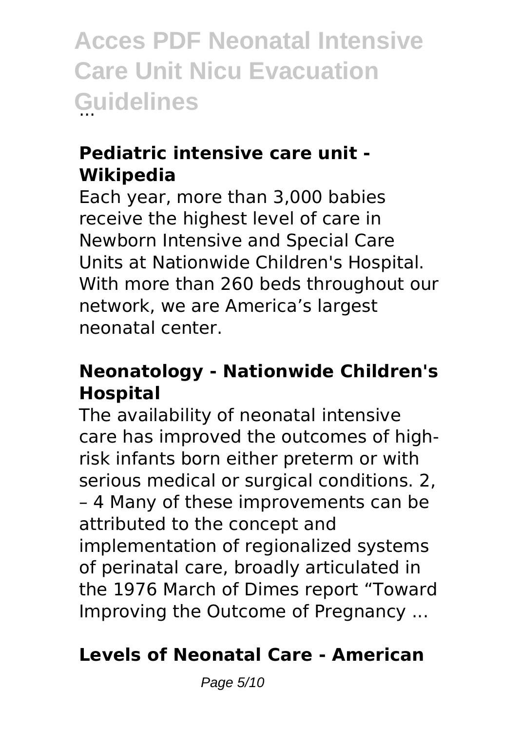...

### Pediatric intensive care unit - Wikipedia

Each year, more than 3,000 babies receive the highest level of care in Newborn Intensive and Special Care Units at Nationwide Children's Hospital. With more than 260 beds throughout our network, we are America's largest neonatal center.

### Neonatology - Nationwide Children's Hospital

The availability of neonatal intensive care has improved the outcomes of high-risk infants born either preterm or with serious medical or surgical conditions. 2, – 4 Many of these improvements can be attributed to the concept and implementation of regionalized systems of perinatal care, broadly articulated in the 1976 March of Dimes report "Toward Improving the Outcome of Pregnancy ...

### Levels of Neonatal Care - American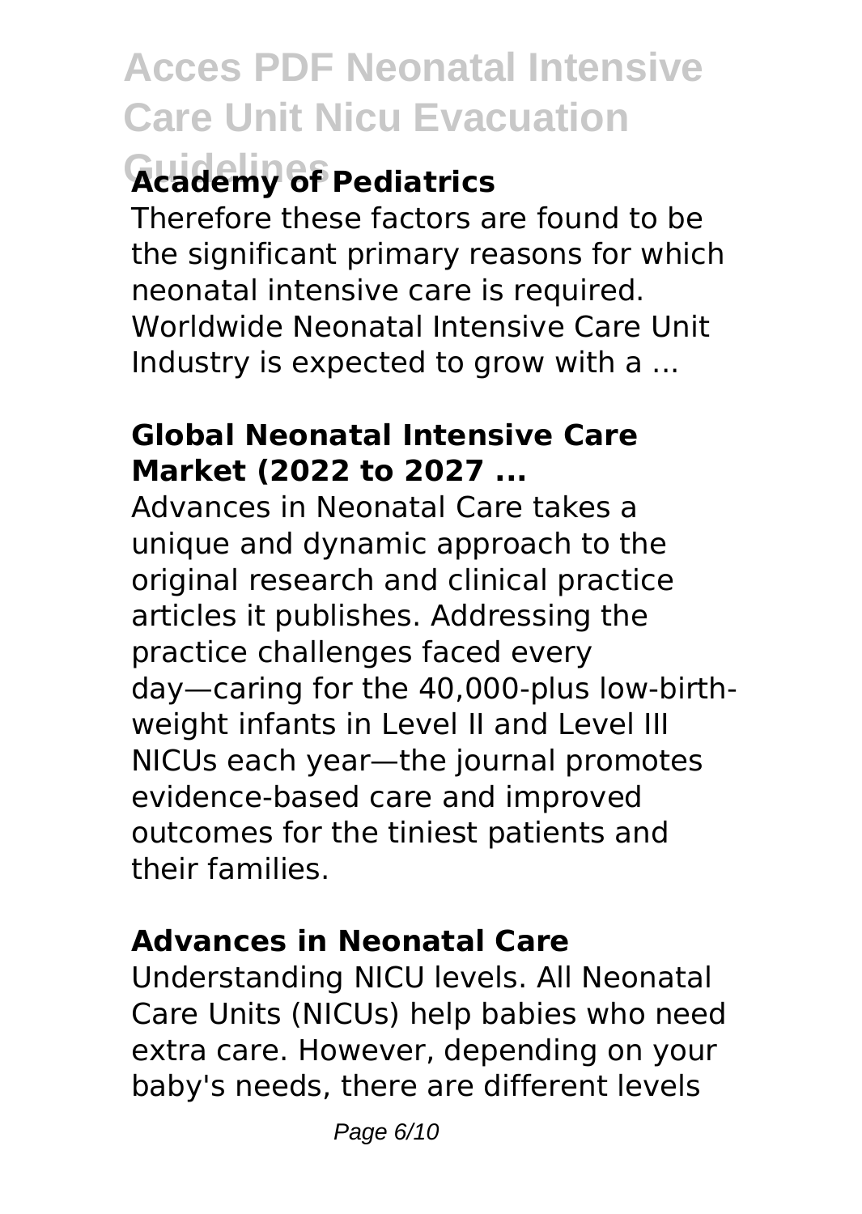## Academy of Pediatrics

Therefore these factors are found to be the significant primary reasons for which neonatal intensive care is required. Worldwide Neonatal Intensive Care Unit Industry is expected to grow with a ...

## Global Neonatal Intensive Care Market (2022 to 2027 ...

Advances in Neonatal Care takes a unique and dynamic approach to the original research and clinical practice articles it publishes. Addressing the practice challenges faced every day—caring for the 40,000-plus low-birth-weight infants in Level II and Level III NICUs each year—the journal promotes evidence-based care and improved outcomes for the tiniest patients and their families.

## Advances in Neonatal Care

Understanding NICU levels. All Neonatal Care Units (NICUs) help babies who need extra care. However, depending on your baby's needs, there are different levels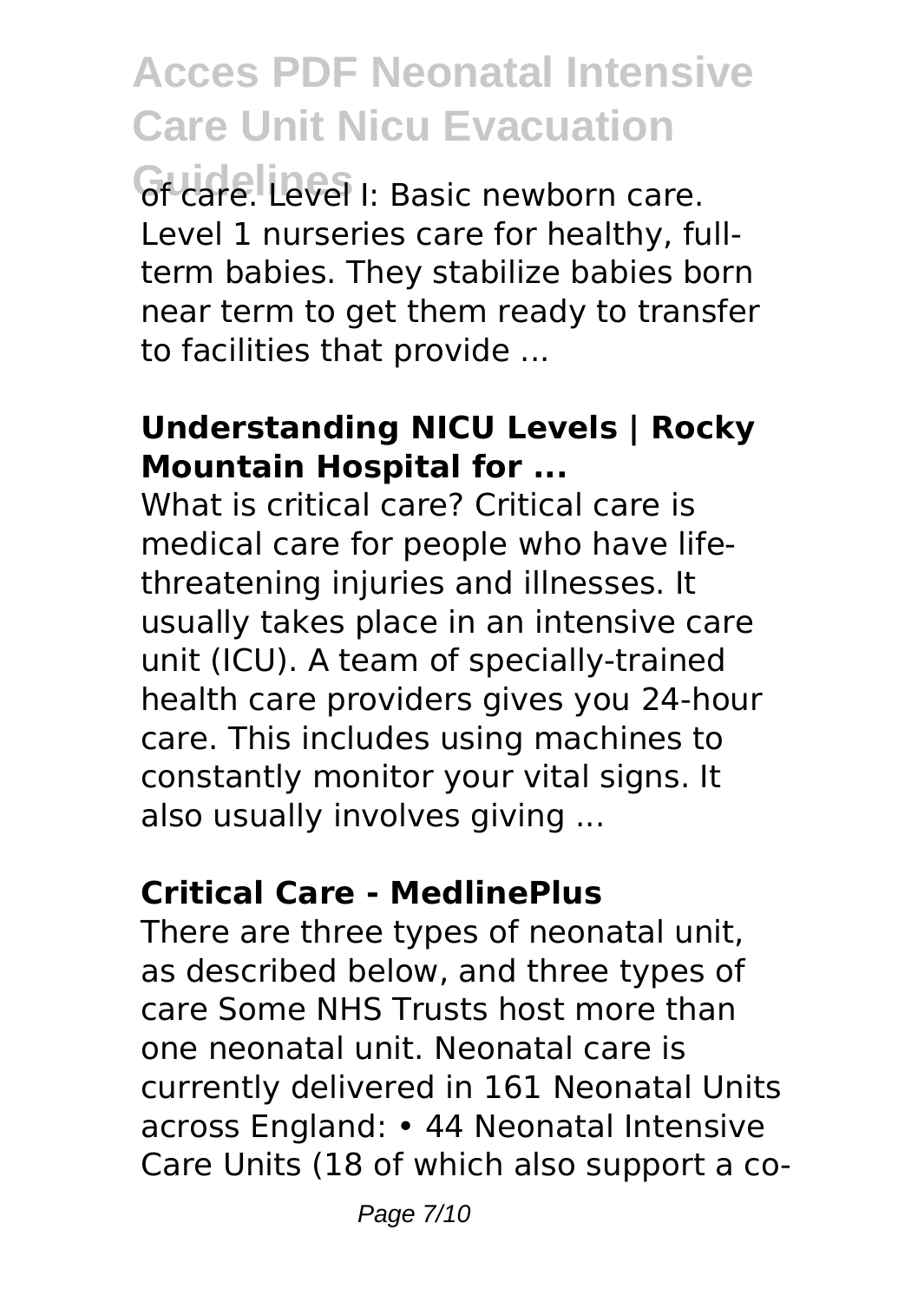of care. Level I: Basic newborn care. Level 1 nurseries care for healthy, full-term babies. They stabilize babies born near term to get them ready to transfer to facilities that provide ...

### Understanding NICU Levels | Rocky Mountain Hospital for ...

What is critical care? Critical care is medical care for people who have life-threatening injuries and illnesses. It usually takes place in an intensive care unit (ICU). A team of specially-trained health care providers gives you 24-hour care. This includes using machines to constantly monitor your vital signs. It also usually involves giving ...

### Critical Care - MedlinePlus

There are three types of neonatal unit, as described below, and three types of care Some NHS Trusts host more than one neonatal unit. Neonatal care is currently delivered in 161 Neonatal Units across England: • 44 Neonatal Intensive Care Units (18 of which also support a co-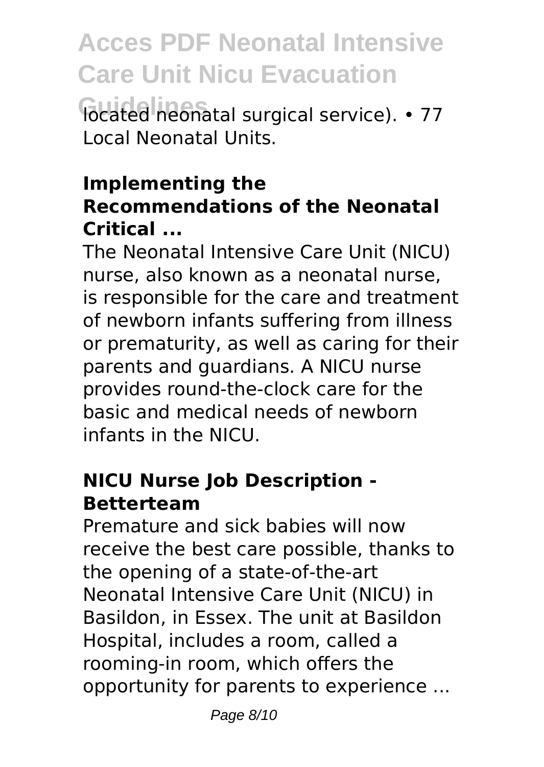located neonatal surgical service). • 77 Local Neonatal Units.

### Implementing the Recommendations of the Neonatal Critical ...

The Neonatal Intensive Care Unit (NICU) nurse, also known as a neonatal nurse, is responsible for the care and treatment of newborn infants suffering from illness or prematurity, as well as caring for their parents and guardians. A NICU nurse provides round-the-clock care for the basic and medical needs of newborn infants in the NICU.

### NICU Nurse Job Description - Betterteam

Premature and sick babies will now receive the best care possible, thanks to the opening of a state-of-the-art Neonatal Intensive Care Unit (NICU) in Basildon, in Essex. The unit at Basildon Hospital, includes a room, called a rooming-in room, which offers the opportunity for parents to experience ...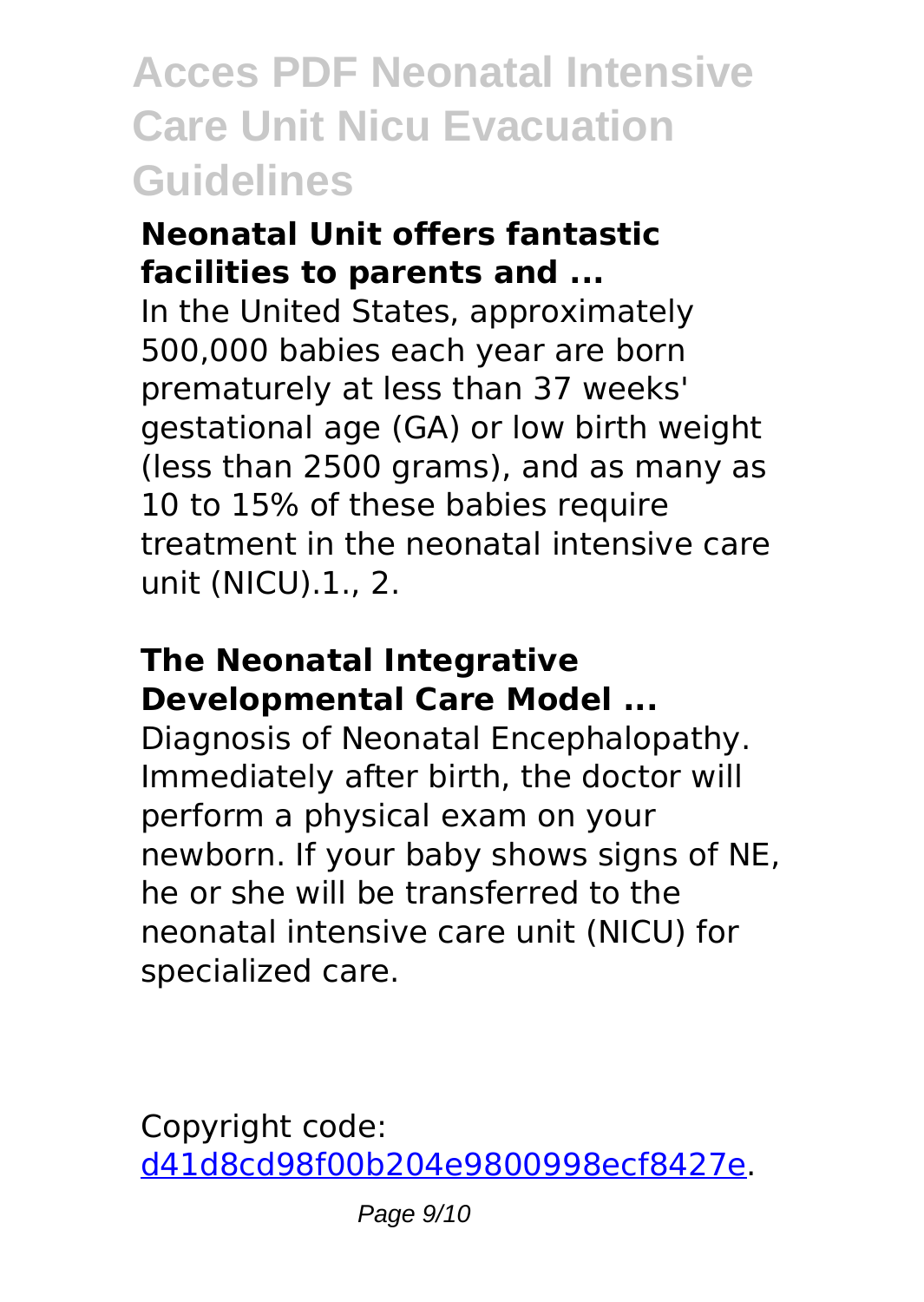### Neonatal Unit offers fantastic facilities to parents and ...

In the United States, approximately 500,000 babies each year are born prematurely at less than 37 weeks' gestational age (GA) or low birth weight (less than 2500 grams), and as many as 10 to 15% of these babies require treatment in the neonatal intensive care unit (NICU).1., 2.

### The Neonatal Integrative Developmental Care Model ...

Diagnosis of Neonatal Encephalopathy. Immediately after birth, the doctor will perform a physical exam on your newborn. If your baby shows signs of NE, he or she will be transferred to the neonatal intensive care unit (NICU) for specialized care.

Copyright code: d41d8cd98f00b204e9800998ecf8427e.